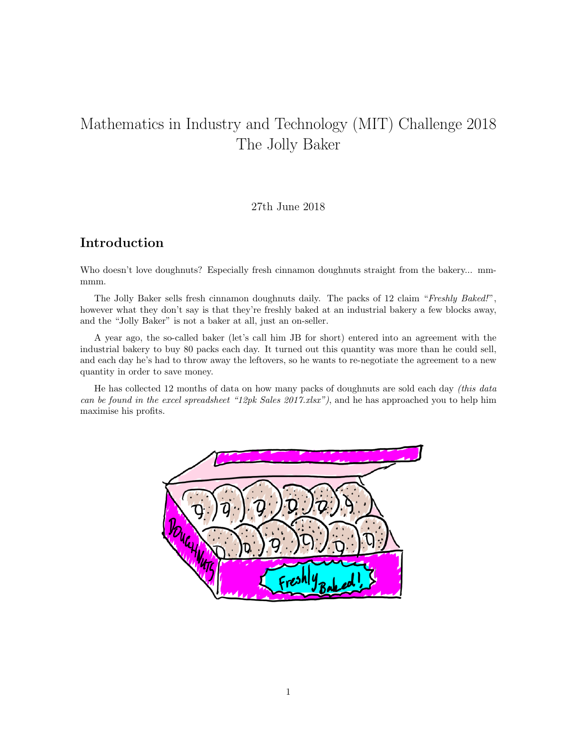# Mathematics in Industry and Technology (MIT) Challenge 2018
# The Jolly Baker

27th June 2018

## Introduction

Who doesn't love doughnuts? Especially fresh cinnamon doughnuts straight from the bakery... mmmmm.

The Jolly Baker sells fresh cinnamon doughnuts daily. The packs of 12 claim "*Freshly Baked!*", however what they don't say is that they're freshly baked at an industrial bakery a few blocks away, and the "Jolly Baker" is not a baker at all, just an on-seller.

A year ago, the so-called baker (let's call him JB for short) entered into an agreement with the industrial bakery to buy 80 packs each day. It turned out this quantity was more than he could sell, and each day he's had to throw away the leftovers, so he wants to re-negotiate the agreement to a new quantity in order to save money.

He has collected 12 months of data on how many packs of doughnuts are sold each day *(this data can be found in the excel spreadsheet "12pk Sales 2017.xlsx")*, and he has approached you to help him maximise his profits.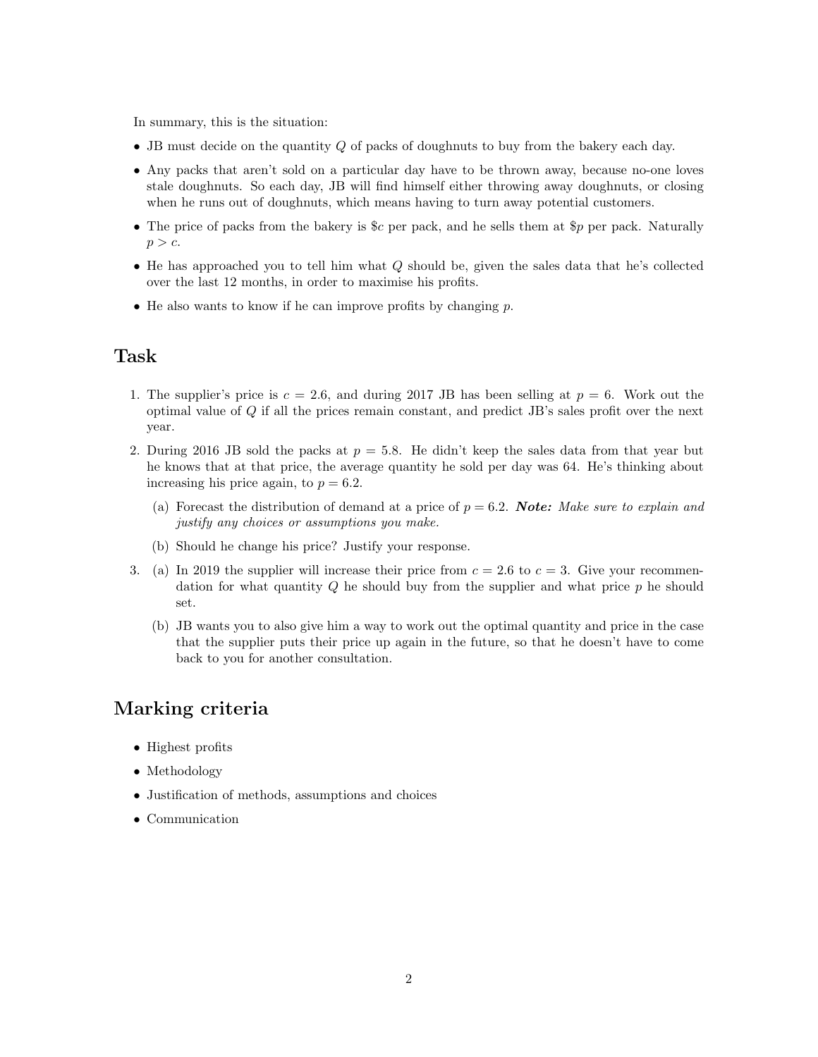In summary, this is the situation:

- JB must decide on the quantity $Q$ of packs of doughnuts to buy from the bakery each day.
- Any packs that aren't sold on a particular day have to be thrown away, because no-one loves stale doughnuts. So each day, JB will find himself either throwing away doughnuts, or closing when he runs out of doughnuts, which means having to turn away potential customers.
- The price of packs from the bakery is $\$c$ per pack, and he sells them at $\$p$ per pack. Naturally $p > c$.
- He has approached you to tell him what $Q$ should be, given the sales data that he's collected over the last 12 months, in order to maximise his profits.
- He also wants to know if he can improve profits by changing $p$.

## Task

1. The supplier's price is $c = 2.6$, and during 2017 JB has been selling at $p = 6$. Work out the optimal value of $Q$ if all the prices remain constant, and predict JB's sales profit over the next year.
2. During 2016 JB sold the packs at $p = 5.8$. He didn't keep the sales data from that year but he knows that at that price, the average quantity he sold per day was 64. He's thinking about increasing his price again, to $p = 6.2$.
   (a) Forecast the distribution of demand at a price of $p = 6.2$. ***Note:*** *Make sure to explain and justify any choices or assumptions you make.*
   (b) Should he change his price? Justify your response.
3. (a) In 2019 the supplier will increase their price from $c = 2.6$ to $c = 3$. Give your recommendation for what quantity $Q$ he should buy from the supplier and what price $p$ he should set.
   (b) JB wants you to also give him a way to work out the optimal quantity and price in the case that the supplier puts their price up again in the future, so that he doesn't have to come back to you for another consultation.

## Marking criteria

- Highest profits
- Methodology
- Justification of methods, assumptions and choices
- Communication